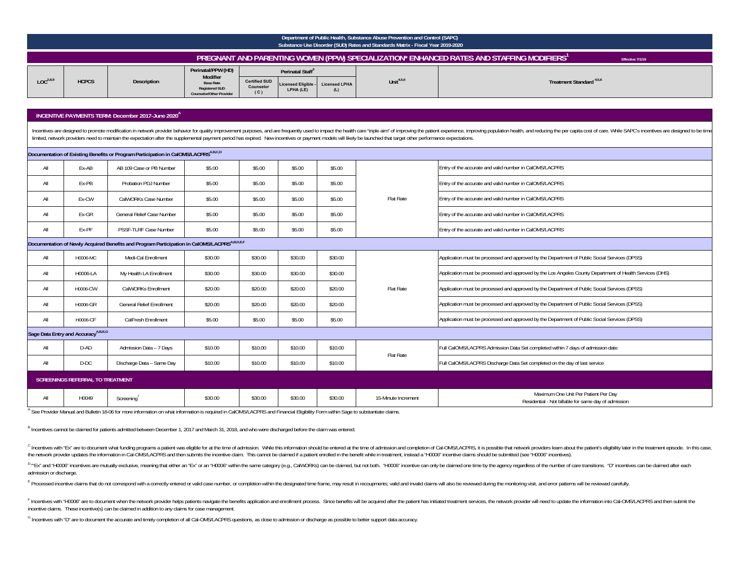**Department of Public Health, Substance Abuse Prevention and Control (SAPC)**
**Substance Use Disorder (SUD) Rates and Standards Matrix - Fiscal Year 2019-2020**

# PREGNANT AND PARENTING WOMEN (PPW) SPECIALIZATION* ENHANCED RATES AND STAFFING MODIFIERS[1]

Effective 7/1/19

| LOC[2,8,9] | HCPCS | Description | Perinatal/PPW (HD) Modifier Base Rate Registered SUD Counselor/Other Provider | Perinatal Staff[3] Certified SUD Counselor (C) | Perinatal Staff[3] Licensed Eligible - LPHA (LE) | Perinatal Staff[3] Licensed LPHA (L) | Unit[4,5,6] | Treatment Standard[4,5,6] |
|---|---|---|---|---|---|---|---|---|
| **INCENTIVE PAYMENTS TERM: December 2017-June 2020[A]** | | | | | | | | |
| Incentives are designed to promote modification in network provider behavior for quality improvement purposes, and are frequently used to impact the health care "triple aim" of improving the patient experience, improving population health, and reducing the per capita cost of care. While SAPC's incentives are designed to be time limited, network providers need to maintain the expectation after the supplemental payment period has expired. New incentives or payment models will likely be launched that target other performance expectations. | | | | | | | | |
| **Documentation of Existing Benefits or Program Participation in CalOMS/LACPRS[A,B,C,D]** | | | | | | | | |
| All | Ex-AB | AB 109 Case or PB Number | $5.00 | $5.00 | $5.00 | $5.00 | Flat Rate | Entry of the accurate and valid number in CalOMS/LACPRS |
| All | Ex-PB | Probation PDJ Number | $5.00 | $5.00 | $5.00 | $5.00 | Flat Rate | Entry of the accurate and valid number in CalOMS/LACPRS |
| All | Ex-CW | CalWORKs Case Number | $5.00 | $5.00 | $5.00 | $5.00 | Flat Rate | Entry of the accurate and valid number in CalOMS/LACPRS |
| All | Ex-GR | General Relief Case Number | $5.00 | $5.00 | $5.00 | $5.00 | Flat Rate | Entry of the accurate and valid number in CalOMS/LACPRS |
| All | Ex-PF | PSSF-TLRF Case Number | $5.00 | $5.00 | $5.00 | $5.00 | Flat Rate | Entry of the accurate and valid number in CalOMS/LACPRS |
| **Documentation of Newly Acquired Benefits and Program Participation in CalOMS/LACPRS[A,B,D,E,F]** | | | | | | | | |
| All | H0006-MC | Medi-Cal Enrollment | $30.00 | $30.00 | $30.00 | $30.00 | Flat Rate | Application must be processed and approved by the Department of Public Social Services (DPSS) |
| All | H0006-LA | My Health LA Enrollment | $30.00 | $30.00 | $30.00 | $30.00 | Flat Rate | Application must be processed and approved by the Los Angeles County Department of Health Services (DHS) |
| All | H0006-CW | CalWORKs Enrollment | $20.00 | $20.00 | $20.00 | $20.00 | Flat Rate | Application must be processed and approved by the Department of Public Social Services (DPSS) |
| All | H0006-GR | General Relief Enrollment | $20.00 | $20.00 | $20.00 | $20.00 | Flat Rate | Application must be processed and approved by the Department of Public Social Services (DPSS) |
| All | H0006-CF | CalFresh Enrollment | $5.00 | $5.00 | $5.00 | $5.00 | Flat Rate | Application must be processed and approved by the Department of Public Social Services (DPSS) |
| **Sage Data Entry and Accuracy[A,B,E,G]** | | | | | | | | |
| All | D-AD | Admission Data – 7 Days | $10.00 | $10.00 | $10.00 | $10.00 | Flat Rate | Full CalOMS/LACPRS Admission Data Set completed within 7 days of admission date |
| All | D-DC | Discharge Data – Same Day | $10.00 | $10.00 | $10.00 | $10.00 | Flat Rate | Full CalOMS/LACPRS Discharge Data Set completed on the day of last service |
| **SCREENINGS REFERRAL TO TREATMENT** | | | | | | | | |
| All | H0049 | Screening[7] | $30.00 | $30.00 | $30.00 | $30.00 | 15-Minute Increment | Maximum One Unit Per Patient Per Day<br>Residential - Not billable for same day of admission |

[A] See Provider Manual and Bulletin 18-06 for more information on what information is required in CalOMS/LACPRS and Financial Eligibility Form within Sage to substantiate claims.

[B] Incentives cannot be claimed for patients admitted between December 1, 2017 and March 31, 2018, and who were discharged before the claim was entered.

[C] Incentives with "Ex" are to document what funding programs a patient was eligible for at the time of admission. While this information should be entered at the time of admission and completion of Cal-OMS/LACPRS, it is possible that network providers learn about the patient's eligibility later in the treatment episode. In this case, the network provider updates the information in Cal-OMS/LACPRS and then submits the incentive claim. This cannot be claimed if a patient enrolled in the benefit while in treatment, instead a "H0006" incentive claims should be submitted (see "H0006" incentives).

[D] "Ex" and "H0006" incentives are mutually exclusive, meaning that either an "Ex" or an "H0006" within the same category (e.g., CalWORKs) can be claimed, but not both. "H0006" incentive can only be claimed one time by the agency regardless of the number of care transitions. "D" incentives can be claimed after each admission or discharge.

[E] Processed incentive claims that do not correspond with a correctly entered or valid case number, or completion within the designated time frame, may result in recoupments; valid and invalid claims will also be reviewed during the monitoring visit, and error patterns will be reviewed carefully.

[F] Incentives with "H0006" are to document when the network provider helps patients navigate the benefits application and enrollment process. Since benefits will be acquired after the patient has initiated treatment services, the network provider will need to update the information into Cal-OMS/LACPRS and then submit the incentive claims. These incentive(s) can be claimed in addition to any claims for case management.

[G] Incentives with "D" are to document the accurate and timely completion of all Cal-OMS/LACPRS questions, as close to admission or discharge as possible to better support data accuracy.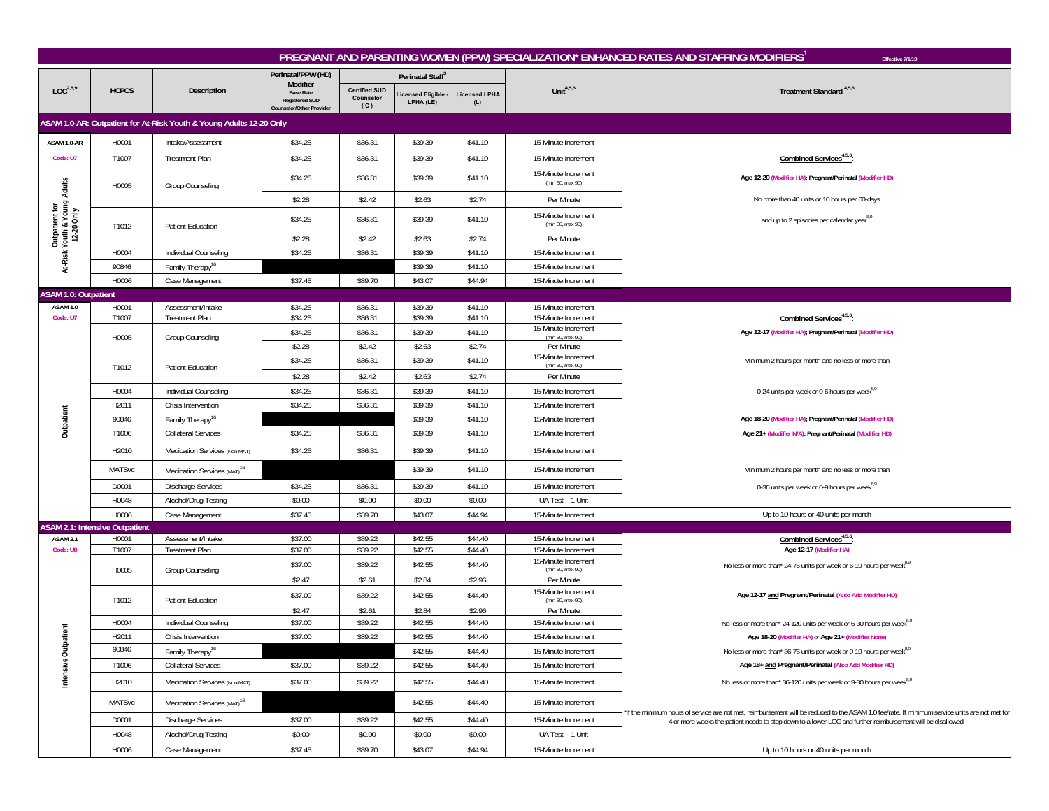# PREGNANT AND PARENTING WOMEN (PPW) SPECIALIZATION* ENHANCED RATES AND STAFFING MODIFIERS[1]

Effective 7/1/19

| LOC[2,8,9] | HCPCS | Description | Perinatal/PPW (HD) Modifier Base Rate Registered SUD Counselor/Other Provider | Perinatal Staff[3] Certified SUD Counselor (C) | Perinatal Staff[3] Licensed Eligible - LPHA (LE) | Perinatal Staff[3] Licensed LPHA (L) | Unit[4,5,6] | Treatment Standard[4,5,6] |
|---|---|---|---|---|---|---|---|---|
| **ASAM 1.0-AR: Outpatient for At-Risk Youth & Young Adults 12-20 Only** | | | | | | | | |
| ASAM 1.0-AR | H0001 | Intake/Assessment | $34.25 | $36.31 | $39.39 | $41.10 | 15-Minute Increment | **Combined Services[4,5,6]:** |
| Code: U7 | T1007 | Treatment Plan | $34.25 | $36.31 | $39.39 | $41.10 | 15-Minute Increment | **Age 12-20 (Modifier HA); Pregnant/Perinatal (Modifier HD)** |
| Outpatient for At-Risk Youth & Young Adults 12-20 Only | H0005 | Group Counseling | $34.25 | $36.31 | $39.39 | $41.10 | 15-Minute Increment (min 60, max 90) | No more than 40 units or 10 hours per 60-days |
| | | | $2.28 | $2.42 | $2.63 | $2.74 | Per Minute | and up to 2 episodes per calendar year[8,9] |
| | T1012 | Patient Education | $34.25 | $36.31 | $39.39 | $41.10 | 15-Minute Increment (min 60, max 90) | |
| | | | $2.28 | $2.42 | $2.63 | $2.74 | Per Minute | |
| | H0004 | Individual Counseling | $34.25 | $36.31 | $39.39 | $41.10 | 15-Minute Increment | |
| | 90846 | Family Therapy[16] | | | $39.39 | $41.10 | 15-Minute Increment | |
| | H0006 | Case Management | $37.45 | $39.70 | $43.07 | $44.94 | 15-Minute Increment | |
| **ASAM 1.0: Outpatient** | | | | | | | | |
| ASAM 1.0 | H0001 | Assessment/Intake | $34.25 | $36.31 | $39.39 | $41.10 | 15-Minute Increment | **Combined Services[4,5,6]:** |
| Code: U7 | T1007 | Treatment Plan | $34.25 | $36.31 | $39.39 | $41.10 | 15-Minute Increment | |
| Outpatient | H0005 | Group Counseling | $34.25 | $36.31 | $39.39 | $41.10 | 15-Minute Increment (min 60, max 90) | **Age 12-17 (Modifier HA); Pregnant/Perinatal (Modifier HD)** |
| | | | $2.28 | $2.42 | $2.63 | $2.74 | Per Minute | |
| | T1012 | Patient Education | $34.25 | $36.31 | $39.39 | $41.10 | 15-Minute Increment (min 60, max 90) | Minimum 2 hours per month and no less or more than |
| | | | $2.28 | $2.42 | $2.63 | $2.74 | Per Minute | |
| | H0004 | Individual Counseling | $34.25 | $36.31 | $39.39 | $41.10 | 15-Minute Increment | 0-24 units per week or 0-6 hours per week[8,9] |
| | H2011 | Crisis Intervention | $34.25 | $36.31 | $39.39 | $41.10 | 15-Minute Increment | |
| | 90846 | Family Therapy[16] | | | $39.39 | $41.10 | 15-Minute Increment | **Age 18-20 (Modifier HA); Pregnant/Perinatal (Modifier HD)** |
| | T1006 | Collateral Services | $34.25 | $36.31 | $39.39 | $41.10 | 15-Minute Increment | **Age 21+ (Modifier N/A); Pregnant/Perinatal (Modifier HD)** |
| | H2010 | Medication Services (Non-MAT) | $34.25 | $36.31 | $39.39 | $41.10 | 15-Minute Increment | |
| | MATSvc | Medication Services (MAT)[16] | | | $39.39 | $41.10 | 15-Minute Increment | Minimum 2 hours per month and no less or more than |
| | D0001 | Discharge Services | $34.25 | $36.31 | $39.39 | $41.10 | 15-Minute Increment | 0-36 units per week or 0-9 hours per week[8,9] |
| | H0048 | Alcohol/Drug Testing | $0.00 | $0.00 | $0.00 | $0.00 | UA Test -- 1 Unit | |
| | H0006 | Case Management | $37.45 | $39.70 | $43.07 | $44.94 | 15-Minute Increment | Up to 10 hours or 40 units per month |
| **ASAM 2.1: Intensive Outpatient** | | | | | | | | |
| ASAM 2.1 | H0001 | Assessment/Intake | $37.00 | $39.22 | $42.55 | $44.40 | 15-Minute Increment | **Combined Services[4,5,6]:** |
| Code: U8 | T1007 | Treatment Plan | $37.00 | $39.22 | $42.55 | $44.40 | 15-Minute Increment | **Age 12-17 (Modifier HA)** |
| Intensive Outpatient | H0005 | Group Counseling | $37.00 | $39.22 | $42.55 | $44.40 | 15-Minute Increment (min 60, max 90) | No less or more than* 24-76 units per week or 6-19 hours per week[8,9] |
| | | | $2.47 | $2.61 | $2.84 | $2.96 | Per Minute | |
| | T1012 | Patient Education | $37.00 | $39.22 | $42.55 | $44.40 | 15-Minute Increment (min 60, max 90) | **Age 12-17 and Pregnant/Perinatal (Also Add Modifier HD)** |
| | | | $2.47 | $2.61 | $2.84 | $2.96 | Per Minute | |
| | H0004 | Individual Counseling | $37.00 | $39.22 | $42.55 | $44.40 | 15-Minute Increment | No less or more than* 24-120 units per week or 6-30 hours per week[8,9] |
| | H2011 | Crisis Intervention | $37.00 | $39.22 | $42.55 | $44.40 | 15-Minute Increment | **Age 18-20 (Modifier HA) or Age 21+ (Modifier None)** |
| | 90846 | Family Therapy[16] | | | $42.55 | $44.40 | 15-Minute Increment | No less or more than* 36-76 units per week or 9-19 hours per week[8,9] |
| | T1006 | Collateral Services | $37.00 | $39.22 | $42.55 | $44.40 | 15-Minute Increment | **Age 18+ and Pregnant/Perinatal (Also Add Modifier HD)** |
| | H2010 | Medication Services (Non-MAT) | $37.00 | $39.22 | $42.55 | $44.40 | 15-Minute Increment | No less or more than* 36-120 units per week or 9-30 hours per week[8,9] |
| | MATSvc | Medication Services (MAT)[16] | | | $42.55 | $44.40 | 15-Minute Increment | *If the minimum hours of service are not met, reimbursement will be reduced to the ASAM 1.0 fee/rate. If minimum service units are not met for 4 or more weeks the patient needs to step down to a lower LOC and further reimbursement will be disallowed. |
| | D0001 | Discharge Services | $37.00 | $39.22 | $42.55 | $44.40 | 15-Minute Increment | |
| | H0048 | Alcohol/Drug Testing | $0.00 | $0.00 | $0.00 | $0.00 | UA Test -- 1 Unit | |
| | H0006 | Case Management | $37.45 | $39.70 | $43.07 | $44.94 | 15-Minute Increment | Up to 10 hours or 40 units per month |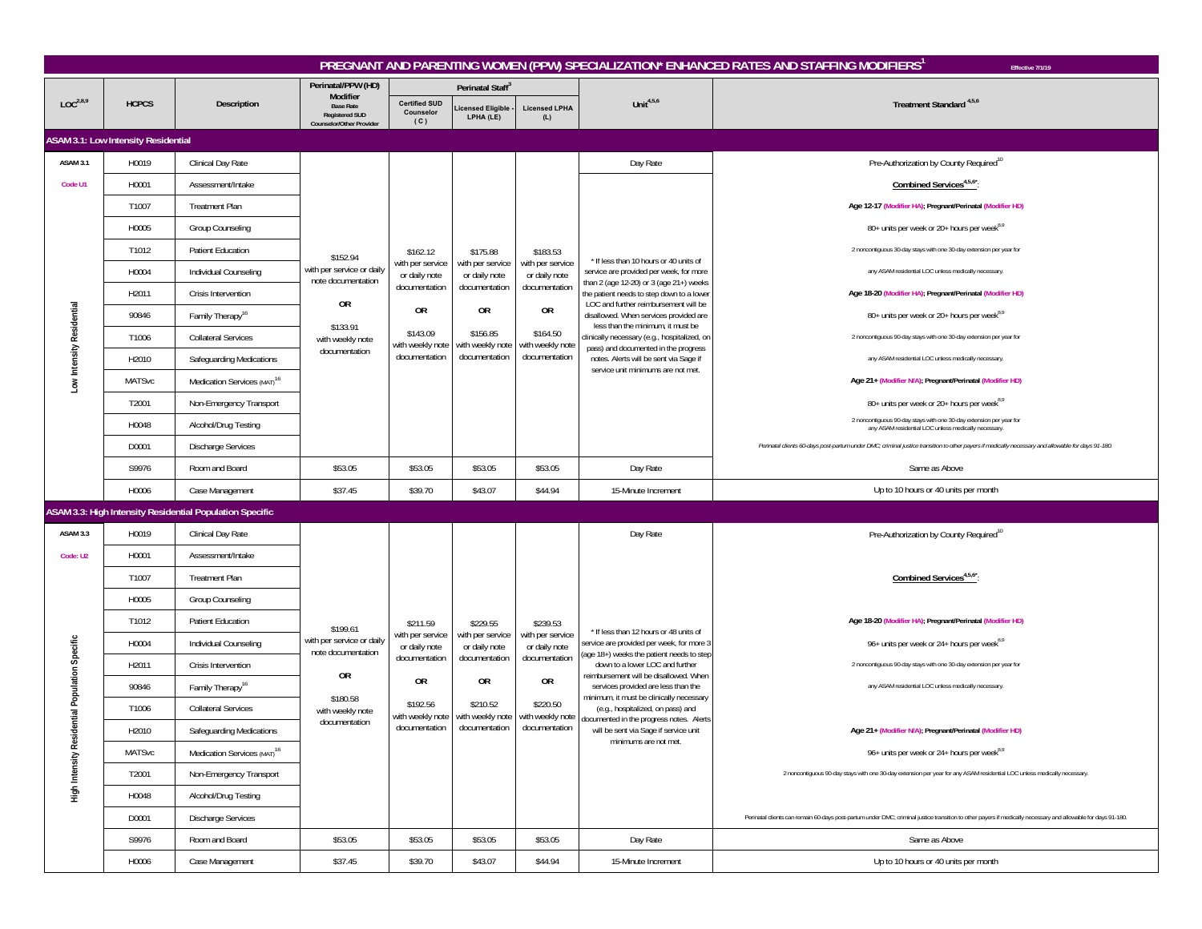# PREGNANT AND PARENTING WOMEN (PPW) SPECIALIZATION* ENHANCED RATES AND STAFFING MODIFIERS[1]

Effective 7/1/19

| LOC[2,8,9] | HCPCS | Description | Perinatal/PPW (HD) Modifier Base Rate Registered SUD Counselor/Other Provider | Perinatal Staff[3] | | | Unit[4,5,6] | Treatment Standard[4,5,6] |
|---|---|---|---|---|---|---|---|---|
| | | | | Certified SUD Counselor (C) | Licensed Eligible - LPHA (LE) | Licensed LPHA (L) | | |
| **ASAM 3.1: Low Intensity Residential** | | | | | | | | |
| ASAM 3.1 Code U1 Low Intensity Residential | H0019 | Clinical Day Rate | $152.94 with per service or daily note documentation OR $133.91 with weekly note documentation | $162.12 with per service or daily note documentation OR $143.09 with weekly note documentation | $175.88 with per service or daily note documentation OR $156.85 with weekly note documentation | $183.53 with per service or daily note documentation OR $164.50 with weekly note documentation | Day Rate | Pre-Authorization by County Required[10] |
| | H0001 | Assessment/Intake | | | | | * If less than 10 hours or 40 units of service are provided per week, for more than 2 (age 12-20) or 3 (age 21+) weeks the patient needs to step down to a lower LOC and further reimbursement will be disallowed. When services provided are less than the minimum, it must be clinically necessary (e.g., hospitalized, on pass) and documented in the progress notes. Alerts will be sent via Sage if service unit minimums are not met. | **Combined Services[4,5,6]**: Age 12-17 (Modifier HA); Pregnant/Perinatal (Modifier HD) 80+ units per week or 20+ hours per week[8,9] 2 noncontiguous 30-day stays with one 30-day extension per year for any ASAM residential LOC unless medically necessary. Age 18-20 (Modifier HA); Pregnant/Perinatal (Modifier HD) 80+ units per week or 20+ hours per week[8,9] 2 noncontiguous 90-day stays with one 30-day extension per year for any ASAM residential LOC unless medically necessary. Age 21+ (Modifier N/A); Pregnant/Perinatal (Modifier HD) 80+ units per week or 20+ hours per week[8,9] 2 noncontiguous 90-day stays with one 30-day extension per year for any ASAM residential LOC unless medically necessary. *Perinatal clients 60-days post-partum under DMC; criminal justice transition to other payers if medically necessary and allowable for days 91-180.* |
| | T1007 | Treatment Plan | | | | | | |
| | H0005 | Group Counseling | | | | | | |
| | T1012 | Patient Education | | | | | | |
| | H0004 | Individual Counseling | | | | | | |
| | H2011 | Crisis Intervention | | | | | | |
| | 90846 | Family Therapy[16] | | | | | | |
| | T1006 | Collateral Services | | | | | | |
| | H2010 | Safeguarding Medications | | | | | | |
| | MATSvc | Medication Services (MAT)[16] | | | | | | |
| | T2001 | Non-Emergency Transport | | | | | | |
| | H0048 | Alcohol/Drug Testing | | | | | | |
| | D0001 | Discharge Services | | | | | | |
| | S9976 | Room and Board | $53.05 | $53.05 | $53.05 | $53.05 | Day Rate | Same as Above |
| | H0006 | Case Management | $37.45 | $39.70 | $43.07 | $44.94 | 15-Minute Increment | Up to 10 hours or 40 units per month |
| **ASAM 3.3: High Intensity Residential Population Specific** | | | | | | | | |
| ASAM 3.3 Code: U2 High Intensity Residential Population Specific | H0019 | Clinical Day Rate | $199.61 with per service or daily note documentation OR $180.58 with weekly note documentation | $211.59 with per service or daily note documentation OR $192.56 with weekly note documentation | $229.55 with per service or daily note documentation OR $210.52 with weekly note documentation | $239.53 with per service or daily note documentation OR $220.50 with weekly note documentation | Day Rate | Pre-Authorization by County Required[10] |
| | H0001 | Assessment/Intake | | | | | * If less than 12 hours or 48 units of service are provided per week, for more 3 (age 18+) weeks the patient needs to step down to a lower LOC and further reimbursement will be disallowed. When services provided are less than the minimum, it must be clinically necessary (e.g., hospitalized, on pass) and documented in the progress notes. Alerts will be sent via Sage if service unit minimums are not met. | **Combined Services[4,5,6*]**: Age 18-20 (Modifier HA); Pregnant/Perinatal (Modifier HD) 96+ units per week or 24+ hours per week[8,9] 2 noncontiguous 90-day stays with one 30-day extension per year for any ASAM residential LOC unless medically necessary. Age 21+ (Modifier N/A); Pregnant/Perinatal (Modifier HD) 96+ units per week or 24+ hours per week[8,9] 2 noncontiguous 90-day stays with one 30-day extension per year for any ASAM residential LOC unless medically necessary. Perinatal clients can remain 60-days post-partum under DMC; criminal justice transition to other payers if medically necessary and allowable for days 91-180. |
| | T1007 | Treatment Plan | | | | | | |
| | H0005 | Group Counseling | | | | | | |
| | T1012 | Patient Education | | | | | | |
| | H0004 | Individual Counseling | | | | | | |
| | H2011 | Crisis Intervention | | | | | | |
| | 90846 | Family Therapy[16] | | | | | | |
| | T1006 | Collateral Services | | | | | | |
| | H2010 | Safeguarding Medications | | | | | | |
| | MATSvc | Medication Services (MAT)[16] | | | | | | |
| | T2001 | Non-Emergency Transport | | | | | | |
| | H0048 | Alcohol/Drug Testing | | | | | | |
| | D0001 | Discharge Services | | | | | | |
| | S9976 | Room and Board | $53.05 | $53.05 | $53.05 | $53.05 | Day Rate | Same as Above |
| | H0006 | Case Management | $37.45 | $39.70 | $43.07 | $44.94 | 15-Minute Increment | Up to 10 hours or 40 units per month |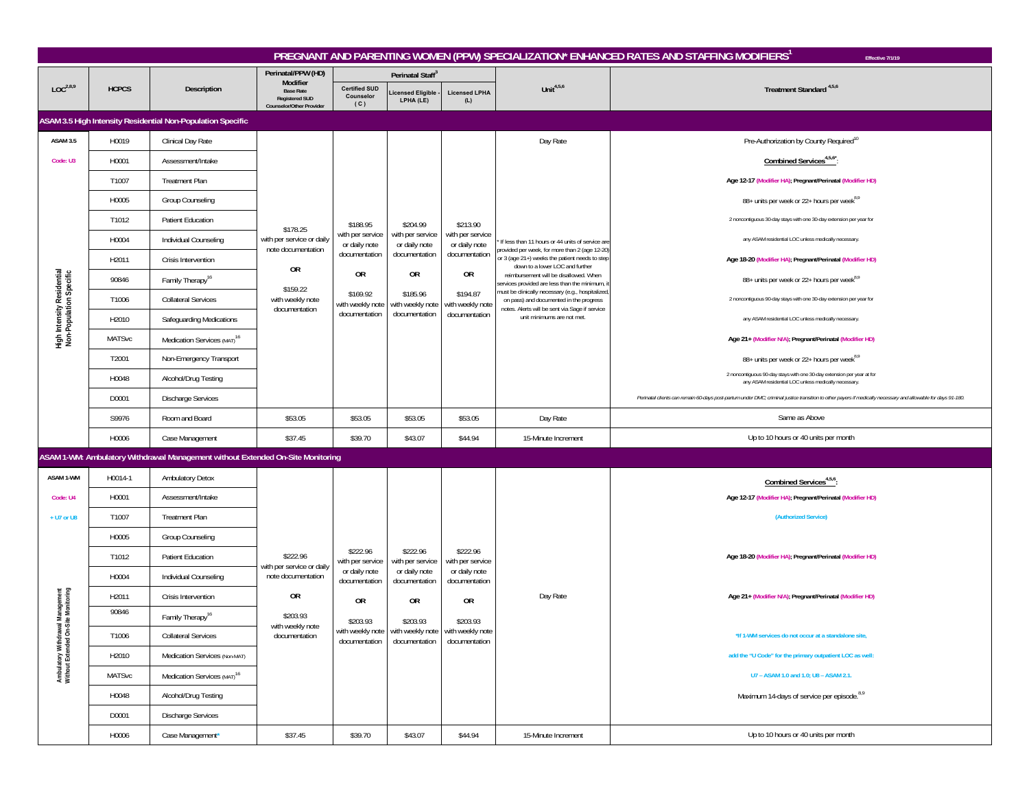# PREGNANT AND PARENTING WOMEN (PPW) SPECIALIZATION* ENHANCED RATES AND STAFFING MODIFIERS[1]

Effective 7/1/19

| LOC[2,8,9] | HCPCS | Description | Perinatal/PPW (HD) Modifier Base Rate Registered SUD Counselor/Other Provider | Perinatal Staff[3] | | | Unit[4,5,6] | Treatment Standard[4,5,6] |
|---|---|---|---|---|---|---|---|---|
| | | | | Certified SUD Counselor (C) | Licensed Eligible - LPHA (LE) | Licensed LPHA (L) | | |
| **ASAM 3.5 High Intensity Residential Non-Population Specific** | | | | | | | | |
| ASAM 3.5 Code: U3 High Intensity Residential Non-Population Specific | H0019 | Clinical Day Rate | $178.25 with per service or daily note documentation OR $159.22 with weekly note documentation | $188.95 with per service or daily note documentation OR $169.92 with weekly note documentation | $204.99 with per service or daily note documentation OR $185.96 with weekly note documentation | $213.90 with per service or daily note documentation OR $194.87 with weekly note documentation | Day Rate | Pre-Authorization by County Required[10] |
| | H0001 | Assessment/Intake | | | | | * If less than 11 hours or 44 units of service are provided per week, for more than 2 (age 12-20) or 3 (age 21+) weeks the patient needs to step down to a lower LOC and further reimbursement will be disallowed. When services provided are less than the minimum, it must be clinically necessary (e.g., hospitalized, on pass) and documented in the progress notes. Alerts will be sent via Sage if service unit minimums are not met. | **Combined Services[4,5,6*]:** |
| | T1007 | Treatment Plan | | | | | | **Age 12-17 (Modifier HA); Pregnant/Perinatal (Modifier HD)** |
| | H0005 | Group Counseling | | | | | | 88+ units per week or 22+ hours per week[8,9] |
| | T1012 | Patient Education | | | | | | 2 noncontiguous 30-day stays with one 30-day extension per year for |
| | H0004 | Individual Counseling | | | | | | any ASAM residential LOC unless medically necessary. |
| | H2011 | Crisis Intervention | | | | | | **Age 18-20 (Modifier HA); Pregnant/Perinatal (Modifier HD)** |
| | 90846 | Family Therapy[16] | | | | | | 88+ units per week or 22+ hours per week[8,9] |
| | T1006 | Collateral Services | | | | | | 2 noncontiguous 90-day stays with one 30-day extension per year for |
| | H2010 | Safeguarding Medications | | | | | | any ASAM residential LOC unless medically necessary. |
| | MATSvc | Medication Services (MAT)[16] | | | | | | **Age 21+ (Modifier N/A); Pregnant/Perinatal (Modifier HD)** |
| | T2001 | Non-Emergency Transport | | | | | | 88+ units per week or 22+ hours per week[8,9] |
| | H0048 | Alcohol/Drug Testing | | | | | | 2 noncontiguous 90-day stays with one 30-day extension per year at for any ASAM residential LOC unless medically necessary. |
| | D0001 | Discharge Services | | | | | | *Perinatal clients can remain 60-days post-partum under DMC; criminal justice transition to other payers if medically necessary and allowable for days 91-180.* |
| | S9976 | Room and Board | $53.05 | $53.05 | $53.05 | $53.05 | Day Rate | Same as Above |
| | H0006 | Case Management | $37.45 | $39.70 | $43.07 | $44.94 | 15-Minute Increment | Up to 10 hours or 40 units per month |
| **ASAM 1-WM: Ambulatory Withdrawal Management without Extended On-Site Monitoring** | | | | | | | | |
| ASAM 1-WM Code: U4 + U7 or U8 Ambulatory Withdrawal Management Without Extended On-Site Monitoring | H0014-1 | Ambulatory Detox | $222.96 with per service or daily note documentation OR $203.93 with weekly note documentation | $222.96 with per service or daily note documentation OR $203.93 with weekly note documentation | $222.96 with per service or daily note documentation OR $203.93 with weekly note documentation | $222.96 with per service or daily note documentation OR $203.93 with weekly note documentation | Day Rate | **Combined Services[4,5,6]:** |
| | H0001 | Assessment/Intake | | | | | | **Age 12-17 (Modifier HA); Pregnant/Perinatal (Modifier HD)** |
| | T1007 | Treatment Plan | | | | | | (Authorized Service) |
| | H0005 | Group Counseling | | | | | | |
| | T1012 | Patient Education | | | | | | **Age 18-20 (Modifier HA); Pregnant/Perinatal (Modifier HD)** |
| | H0004 | Individual Counseling | | | | | | |
| | H2011 | Crisis Intervention | | | | | | **Age 21+ (Modifier N/A); Pregnant/Perinatal (Modifier HD)** |
| | 90846 | Family Therapy[16] | | | | | | |
| | T1006 | Collateral Services | | | | | | *If 1-WM services do not occur at a standalone site, |
| | H2010 | Medication Services (Non-MAT) | | | | | | add the "U Code" for the primary outpatient LOC as well: |
| | MATSvc | Medication Services (MAT)[16] | | | | | | U7 – ASAM 1.0 and 1.0; U8 – ASAM 2.1. |
| | H0048 | Alcohol/Drug Testing | | | | | | Maximum 14-days of service per episode.[8,9] |
| | D0001 | Discharge Services | | | | | | |
| | H0006 | Case Management* | $37.45 | $39.70 | $43.07 | $44.94 | 15-Minute Increment | Up to 10 hours or 40 units per month |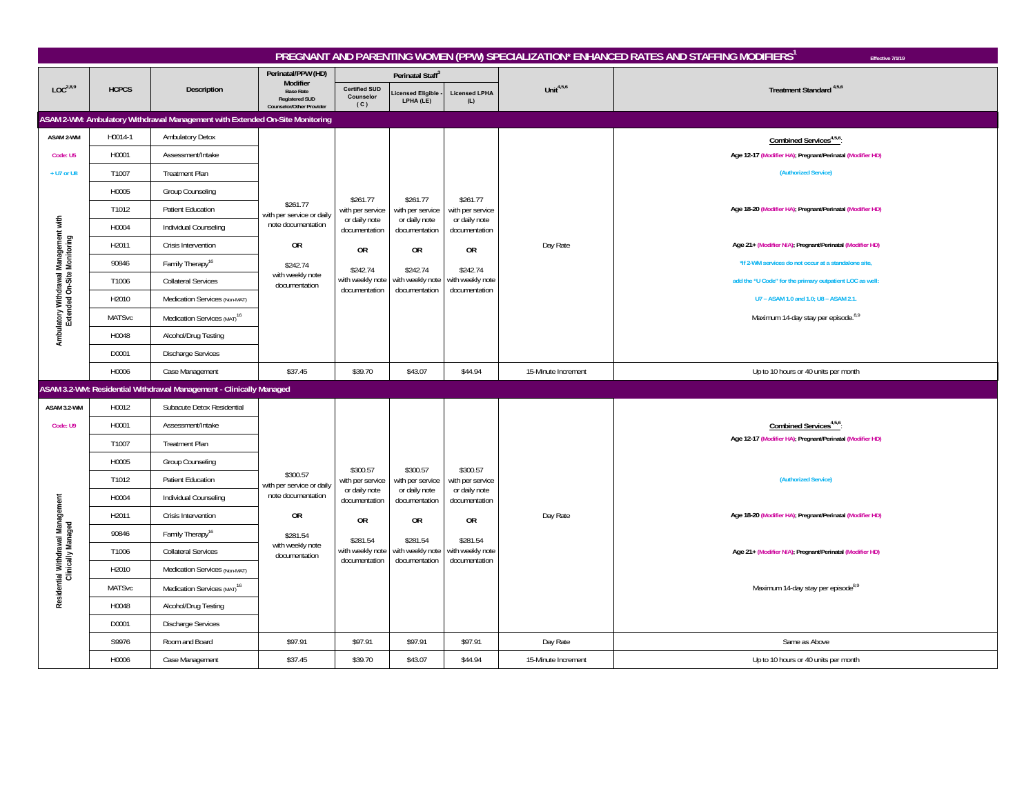# PREGNANT AND PARENTING WOMEN (PPW) SPECIALIZATION* ENHANCED RATES AND STAFFING MODIFIERS[1]

Effective 7/1/19

| LOC[2,8,9] | HCPCS | Description | Perinatal/PPW (HD) Modifier<br>Base Rate<br>Registered SUD Counselor/Other Provider | Perinatal Staff[3] | | | Unit[4,5,6] | Treatment Standard[4,5,6] |
|---|---|---|---|---|---|---|---|---|
| | | | | Certified SUD Counselor (C) | Licensed Eligible - LPHA (LE) | Licensed LPHA (L) | | |
| **ASAM 2-WM: Ambulatory Withdrawal Management with Extended On-Site Monitoring** | | | | | | | | |
| ASAM 2-WM<br>Code: U5<br>+ U7 or U8<br>Ambulatory Withdrawal Management with Extended On-Site Monitoring | H0014-1 | Ambulatory Detox | $261.77 with per service or daily note documentation<br>OR<br>$242.74 with weekly note documentation | $261.77 with per service or daily note documentation<br>OR<br>$242.74 with weekly note documentation | $261.77 with per service or daily note documentation<br>OR<br>$242.74 with weekly note documentation | $261.77 with per service or daily note documentation<br>OR<br>$242.74 with weekly note documentation | Day Rate | **Combined Services[4,5,6]:**<br>Age 12-17 (Modifier HA); Pregnant/Perinatal (Modifier HD)<br>(Authorized Service)<br>Age 18-20 (Modifier HA); Pregnant/Perinatal (Modifier HD)<br>Age 21+ (Modifier N/A); Pregnant/Perinatal (Modifier HD)<br>*If 2-WM services do not occur at a standalone site, add the "U Code" for the primary outpatient LOC as well: U7 – ASAM 1.0 and 1.0; U8 – ASAM 2.1.<br>Maximum 14-day stay per episode.[8,9] |
| | H0001 | Assessment/Intake | | | | | | |
| | T1007 | Treatment Plan | | | | | | |
| | H0005 | Group Counseling | | | | | | |
| | T1012 | Patient Education | | | | | | |
| | H0004 | Individual Counseling | | | | | | |
| | H2011 | Crisis Intervention | | | | | | |
| | 90846 | Family Therapy[16] | | | | | | |
| | T1006 | Collateral Services | | | | | | |
| | H2010 | Medication Services (Non-MAT) | | | | | | |
| | MATSvc | Medication Services (MAT)[16] | | | | | | |
| | H0048 | Alcohol/Drug Testing | | | | | | |
| | D0001 | Discharge Services | | | | | | |
| | H0006 | Case Management | $37.45 | $39.70 | $43.07 | $44.94 | 15-Minute Increment | Up to 10 hours or 40 units per month |
| **ASAM 3.2-WM: Residential Withdrawal Management - Clinically Managed** | | | | | | | | |
| ASAM 3.2-WM<br>Code: U9<br>Residential Withdrawal Management Clinically Managed | H0012 | Subacute Detox Residential | $300.57 with per service or daily note documentation<br>OR<br>$281.54 with weekly note documentation | $300.57 with per service or daily note documentation<br>OR<br>$281.54 with weekly note documentation | $300.57 with per service or daily note documentation<br>OR<br>$281.54 with weekly note documentation | $300.57 with per service or daily note documentation<br>OR<br>$281.54 with weekly note documentation | Day Rate | **Combined Services[4,5,6]:**<br>Age 12-17 (Modifier HA); Pregnant/Perinatal (Modifier HD)<br>(Authorized Service)<br>Age 18-20 (Modifier HA); Pregnant/Perinatal (Modifier HD)<br>Age 21+ (Modifier N/A); Pregnant/Perinatal (Modifier HD)<br>Maximum 14-day stay per episode[8,9] |
| | H0001 | Assessment/Intake | | | | | | |
| | T1007 | Treatment Plan | | | | | | |
| | H0005 | Group Counseling | | | | | | |
| | T1012 | Patient Education | | | | | | |
| | H0004 | Individual Counseling | | | | | | |
| | H2011 | Crisis Intervention | | | | | | |
| | 90846 | Family Therapy[16] | | | | | | |
| | T1006 | Collateral Services | | | | | | |
| | H2010 | Medication Services (Non-MAT) | | | | | | |
| | MATSvc | Medication Services (MAT)[16] | | | | | | |
| | H0048 | Alcohol/Drug Testing | | | | | | |
| | D0001 | Discharge Services | | | | | | |
| | S9976 | Room and Board | $97.91 | $97.91 | $97.91 | $97.91 | Day Rate | Same as Above |
| | H0006 | Case Management | $37.45 | $39.70 | $43.07 | $44.94 | 15-Minute Increment | Up to 10 hours or 40 units per month |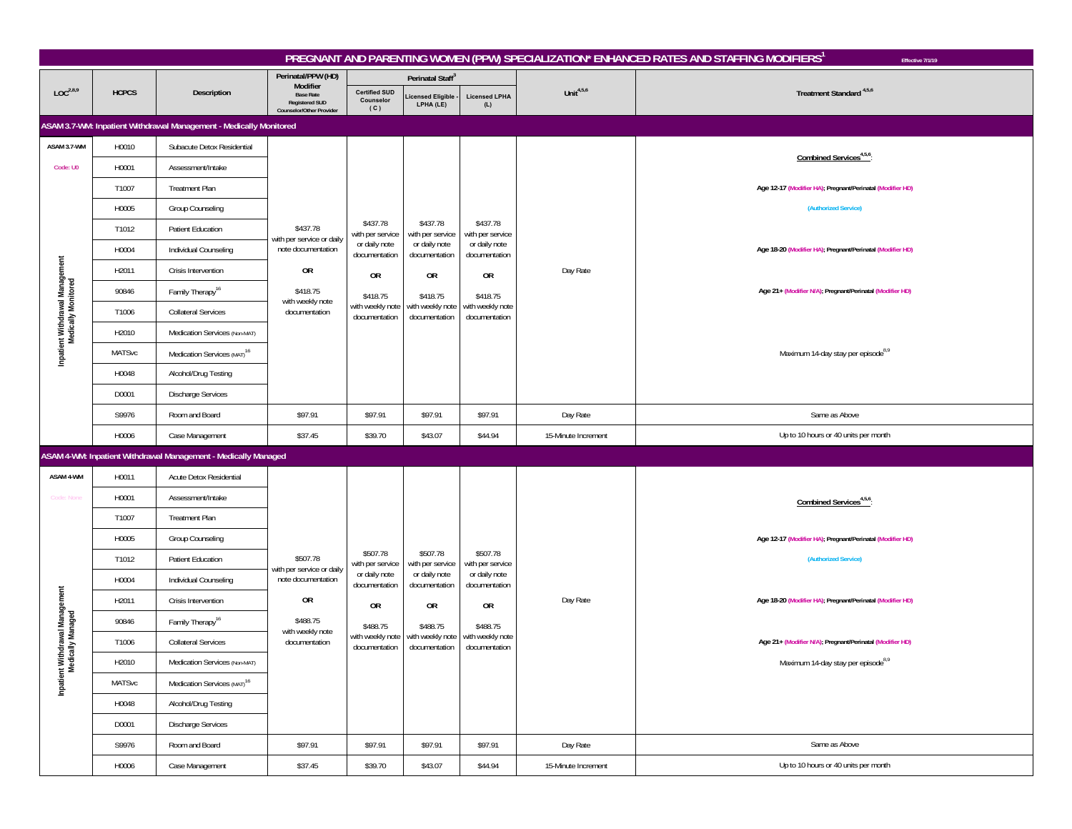# PREGNANT AND PARENTING WOMEN (PPW) SPECIALIZATION* ENHANCED RATES AND STAFFING MODIFIERS[1]

Effective 7/1/19

| LOC[2,8,9] | HCPCS | Description | Perinatal/PPW (HD) Modifier Base Rate Registered SUD Counselor/Other Provider | Perinatal Staff[3] | | | Unit[4,5,6] | Treatment Standard[4,5,6] |
|---|---|---|---|---|---|---|---|---|
| | | | | Certified SUD Counselor (C) | Licensed Eligible - LPHA (LE) | Licensed LPHA (L) | | |
| **ASAM 3.7-WM: Inpatient Withdrawal Management - Medically Monitored** | | | | | | | | |
| ASAM 3.7-WM Code: U0 Inpatient Withdrawal Management Medically Monitored | H0010 | Subacute Detox Residential | $437.78 with per service or daily note documentation **OR** $418.75 with weekly note documentation | $437.78 with per service or daily note documentation **OR** $418.75 with weekly note documentation | $437.78 with per service or daily note documentation **OR** $418.75 with weekly note documentation | $437.78 with per service or daily note documentation **OR** $418.75 with weekly note documentation | Day Rate | **Combined Services[4,5,6]:** Age 12-17 (Modifier HA); Pregnant/Perinatal (Modifier HD) (Authorized Service) Age 18-20 (Modifier HA); Pregnant/Perinatal (Modifier HD) Age 21+ (Modifier N/A); Pregnant/Perinatal (Modifier HD) Maximum 14-day stay per episode[8,9] |
| | H0001 | Assessment/Intake | | | | | | |
| | T1007 | Treatment Plan | | | | | | |
| | H0005 | Group Counseling | | | | | | |
| | T1012 | Patient Education | | | | | | |
| | H0004 | Individual Counseling | | | | | | |
| | H2011 | Crisis Intervention | | | | | | |
| | 90846 | Family Therapy[16] | | | | | | |
| | T1006 | Collateral Services | | | | | | |
| | H2010 | Medication Services (Non-MAT) | | | | | | |
| | MATSvc | Medication Services (MAT)[16] | | | | | | |
| | H0048 | Alcohol/Drug Testing | | | | | | |
| | D0001 | Discharge Services | | | | | | |
| | S9976 | Room and Board | $97.91 | $97.91 | $97.91 | $97.91 | Day Rate | Same as Above |
| | H0006 | Case Management | $37.45 | $39.70 | $43.07 | $44.94 | 15-Minute Increment | Up to 10 hours or 40 units per month |
| **ASAM 4-WM: Inpatient Withdrawal Management - Medically Managed** | | | | | | | | |
| ASAM 4-WM Code: None Inpatient Withdrawal Management Medically Managed | H0011 | Acute Detox Residential | $507.78 with per service or daily note documentation **OR** $488.75 with weekly note documentation | $507.78 with per service or daily note documentation **OR** $488.75 with weekly note documentation | $507.78 with per service or daily note documentation **OR** $488.75 with weekly note documentation | $507.78 with per service or daily note documentation **OR** $488.75 with weekly note documentation | Day Rate | **Combined Services[4,5,6]:** Age 12-17 (Modifier HA); Pregnant/Perinatal (Modifier HD) (Authorized Service) Age 18-20 (Modifier HA); Pregnant/Perinatal (Modifier HD) Age 21+ (Modifier N/A); Pregnant/Perinatal (Modifier HD) Maximum 14-day stay per episode[8,9] |
| | H0001 | Assessment/Intake | | | | | | |
| | T1007 | Treatment Plan | | | | | | |
| | H0005 | Group Counseling | | | | | | |
| | T1012 | Patient Education | | | | | | |
| | H0004 | Individual Counseling | | | | | | |
| | H2011 | Crisis Intervention | | | | | | |
| | 90846 | Family Therapy[16] | | | | | | |
| | T1006 | Collateral Services | | | | | | |
| | H2010 | Medication Services (Non-MAT) | | | | | | |
| | MATSvc | Medication Services (MAT)[16] | | | | | | |
| | H0048 | Alcohol/Drug Testing | | | | | | |
| | D0001 | Discharge Services | | | | | | |
| | S9976 | Room and Board | $97.91 | $97.91 | $97.91 | $97.91 | Day Rate | Same as Above |
| | H0006 | Case Management | $37.45 | $39.70 | $43.07 | $44.94 | 15-Minute Increment | Up to 10 hours or 40 units per month |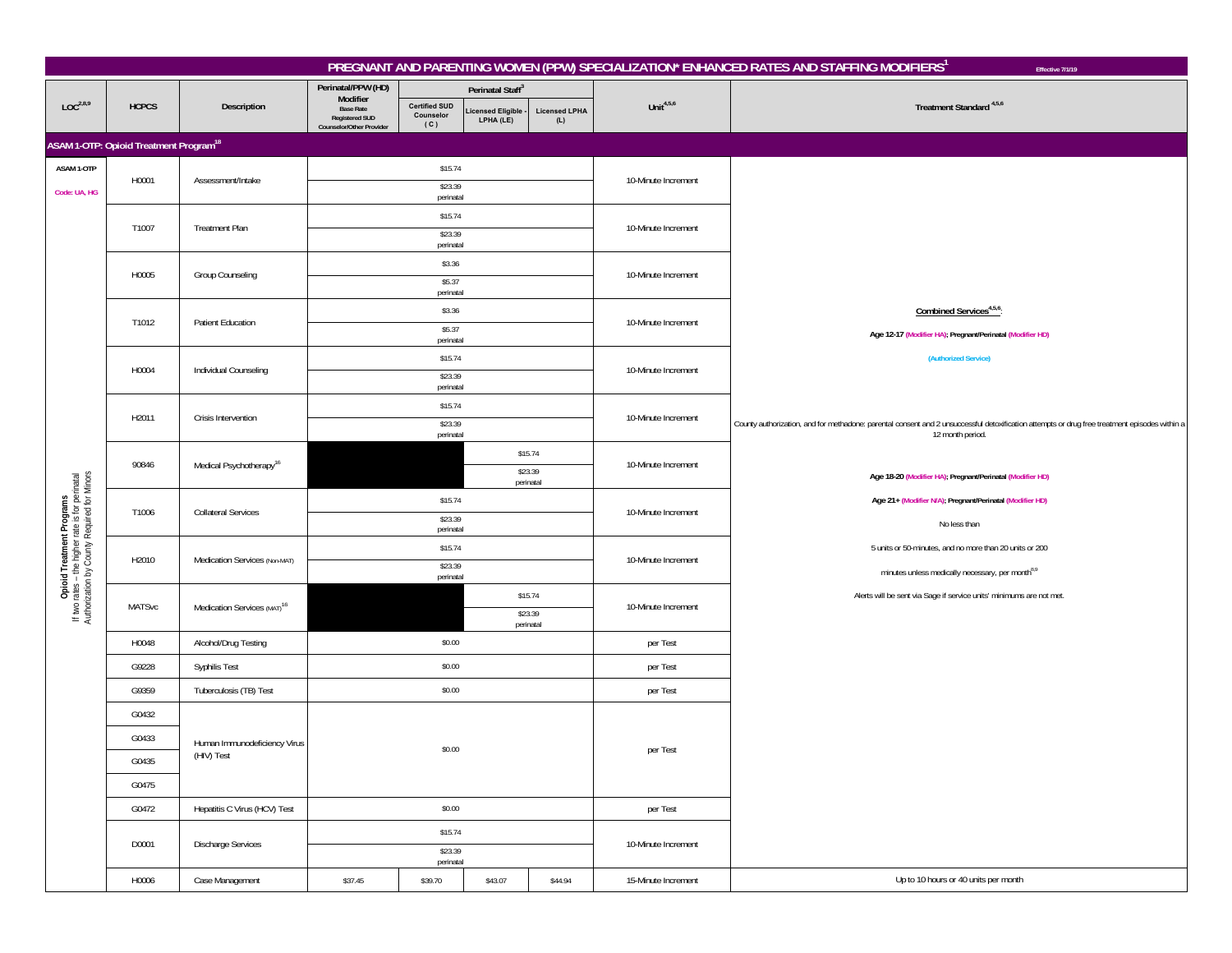# PREGNANT AND PARENTING WOMEN (PPW) SPECIALIZATION* ENHANCED RATES AND STAFFING MODIFIERS[1]

Effective 7/1/19

| LOC[2,8,9] | HCPCS | Description | Perinatal/PPW (HD) Modifier Base Rate Registered SUD Counselor/Other Provider | Perinatal Staff[3] Certified SUD Counselor (C) | Licensed Eligible - LPHA (LE) | Licensed LPHA (L) | Unit[4,5,6] | Treatment Standard[4,5,6] |
|---|---|---|---|---|---|---|---|---|
| **ASAM 1-OTP: Opioid Treatment Program[18]** | | | | | | | | |
| ASAM 1-OTP Code: UA, HG | H0001 | Assessment/Intake | $15.74 / $23.39 perinatal | | | | 10-Minute Increment | **Combined Services[4,5,6]:** **Age 12-17 (Modifier HA); Pregnant/Perinatal (Modifier HD)** (Authorized Service) County authorization, and for methadone: parental consent and 2 unsuccessful detoxification attempts or drug free treatment episodes within a 12 month period. **Age 18-20 (Modifier HA); Pregnant/Perinatal (Modifier HD)** **Age 21+ (Modifier N/A); Pregnant/Perinatal (Modifier HD)** No less than 5 units or 50-minutes, and no more than 20 units or 200 minutes unless medically necessary, per month[8,9] Alerts will be sent via Sage if service units' minimums are not met. |
| Opioid Treatment Programs If two rates – the higher rate is for perinatal Authorization by County Required for Minors | T1007 | Treatment Plan | $15.74 / $23.39 perinatal | | | | 10-Minute Increment | |
| | H0005 | Group Counseling | $3.36 / $5.37 perinatal | | | | 10-Minute Increment | |
| | T1012 | Patient Education | $3.36 / $5.37 perinatal | | | | 10-Minute Increment | |
| | H0004 | Individual Counseling | $15.74 / $23.39 perinatal | | | | 10-Minute Increment | |
| | H2011 | Crisis Intervention | $15.74 / $23.39 perinatal | | | | 10-Minute Increment | |
| | 90846 | Medical Psychotherapy[16] | ■ | ■ | $15.74 / $23.39 perinatal | | 10-Minute Increment | |
| | T1006 | Collateral Services | $15.74 / $23.39 perinatal | | | | 10-Minute Increment | |
| | H2010 | Medication Services (Non-MAT) | $15.74 / $23.39 perinatal | | | | 10-Minute Increment | |
| | MATSvc | Medication Services (MAT)[16] | ■ | ■ | $15.74 / $23.39 perinatal | | 10-Minute Increment | |
| | H0048 | Alcohol/Drug Testing | $0.00 | | | | per Test | |
| | G9228 | Syphilis Test | $0.00 | | | | per Test | |
| | G9359 | Tuberculosis (TB) Test | $0.00 | | | | per Test | |
| | G0432 | Human Immunodeficiency Virus (HIV) Test | $0.00 | | | | per Test | |
| | G0433 | | | | | | | |
| | G0435 | | | | | | | |
| | G0475 | | | | | | | |
| | G0472 | Hepatitis C Virus (HCV) Test | $0.00 | | | | per Test | |
| | D0001 | Discharge Services | $15.74 / $23.39 perinatal | | | | 10-Minute Increment | |
| | H0006 | Case Management | $37.45 | $39.70 | $43.07 | $44.94 | 15-Minute Increment | Up to 10 hours or 40 units per month |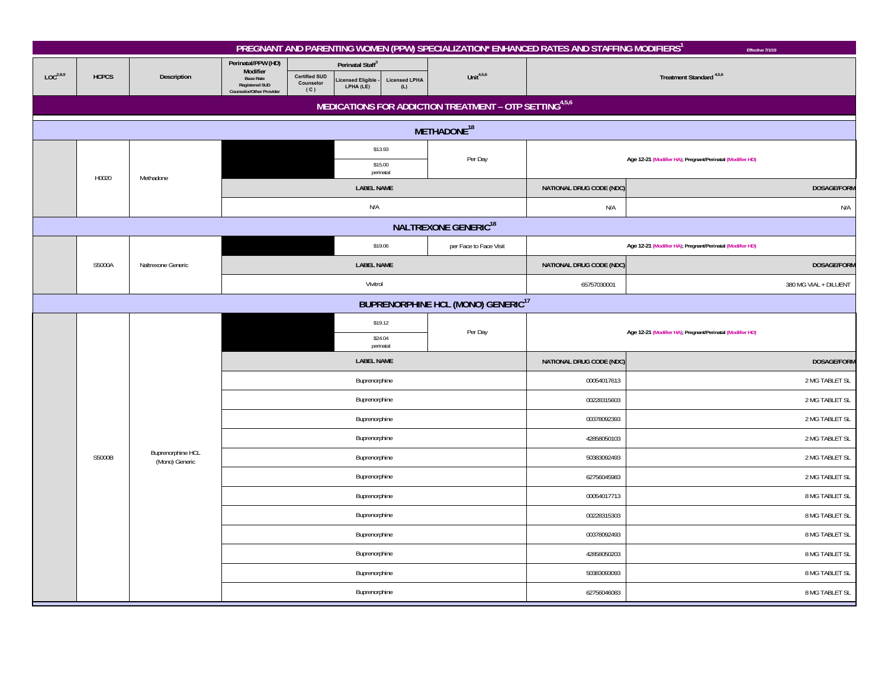# PREGNANT AND PARENTING WOMEN (PPW) SPECIALIZATION* ENHANCED RATES AND STAFFING MODIFIERS[1]

Effective 7/1/19

| LOC[2,8,9] | HCPCS | Description | Perinatal/PPW (HD) Modifier Base Rate Registered SUD Counselor/Other Provider | Perinatal Staff[3] Certified SUD Counselor (C) | Licensed Eligible - LPHA (LE) | Licensed LPHA (L) | Unit[4,5,6] | Treatment Standard[4,5,6] | |
|---|---|---|---|---|---|---|---|---|---|
| **MEDICATIONS FOR ADDICTION TREATMENT – OTP SETTING[4,5,6]** | | | | | | | | | |
| **METHADONE[18]** | | | | | | | | | |
| | H0020 | Methadone | | | $13.93<br>$15.00 perinatal | | Per Day | Age 12-21 (Modifier HA); Pregnant/Perinatal (Modifier HD) | |
| | | | LABEL NAME | | | | | NATIONAL DRUG CODE (NDC) | DOSAGE/FORM |
| | | | N/A | | | | | N/A | N/A |
| **NALTREXONE GENERIC[18]** | | | | | | | | | |
| | S5000A | Naltrexone Generic | | | $19.06 | | per Face to Face Visit | Age 12-21 (Modifier HA); Pregnant/Perinatal (Modifier HD) | |
| | | | LABEL NAME | | | | | NATIONAL DRUG CODE (NDC) | DOSAGE/FORM |
| | | | Vivitrol | | | | | 65757030001 | 380 MG VIAL + DILUENT |
| **BUPRENORPHINE HCL (MONO) GENERIC[17]** | | | | | | | | | |
| | S5000B | Buprenorphine HCL (Mono) Generic | | | $19.12<br>$24.04 perinatal | | Per Day | Age 12-21 (Modifier HA); Pregnant/Perinatal (Modifier HD) | |
| | | | LABEL NAME | | | | | NATIONAL DRUG CODE (NDC) | DOSAGE/FORM |
| | | | Buprenorphine | | | | | 00054017613 | 2 MG TABLET SL |
| | | | Buprenorphine | | | | | 00228315603 | 2 MG TABLET SL |
| | | | Buprenorphine | | | | | 00378092393 | 2 MG TABLET SL |
| | | | Buprenorphine | | | | | 42858050103 | 2 MG TABLET SL |
| | | | Buprenorphine | | | | | 50383092493 | 2 MG TABLET SL |
| | | | Buprenorphine | | | | | 62756045983 | 2 MG TABLET SL |
| | | | Buprenorphine | | | | | 00054017713 | 8 MG TABLET SL |
| | | | Buprenorphine | | | | | 00228315303 | 8 MG TABLET SL |
| | | | Buprenorphine | | | | | 00378092493 | 8 MG TABLET SL |
| | | | Buprenorphine | | | | | 42858050203 | 8 MG TABLET SL |
| | | | Buprenorphine | | | | | 50383093093 | 8 MG TABLET SL |
| | | | Buprenorphine | | | | | 62756046083 | 8 MG TABLET SL |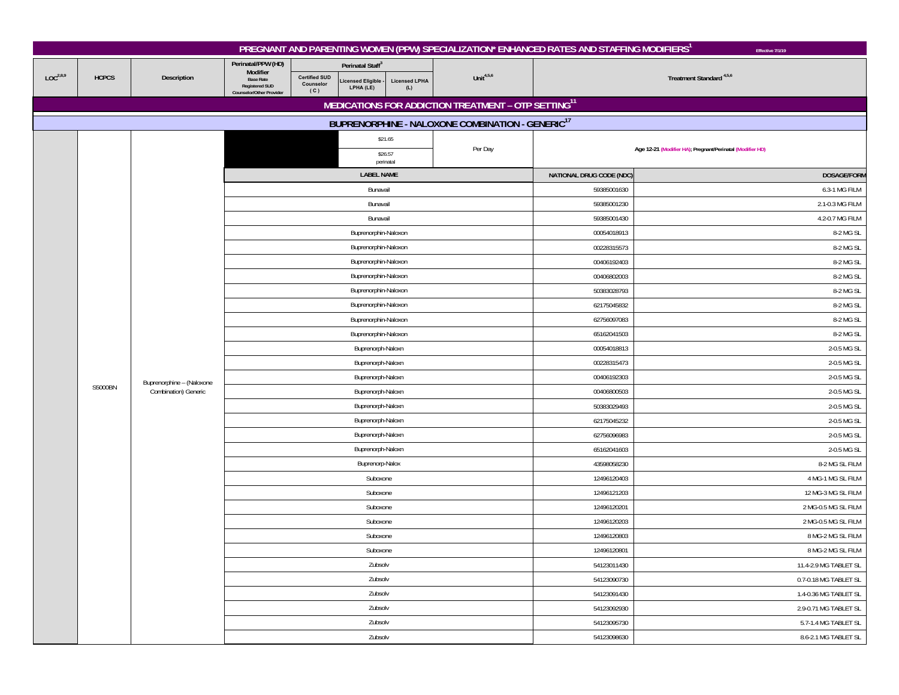# PREGNANT AND PARENTING WOMEN (PPW) SPECIALIZATION* ENHANCED RATES AND STAFFING MODIFIERS[1]

Effective 7/1/19

| LOC[2,8,9] | HCPCS | Description | Perinatal/PPW (HD) Modifier Base Rate Registered SUD Counselor/Other Provider | Perinatal Staff[3] Certified SUD Counselor (C) | Perinatal Staff[3] Licensed Eligible - LPHA (LE) | Perinatal Staff[3] Licensed LPHA (L) | Unit[4,5,6] | Treatment Standard[4,5,6] | |
|---|---|---|---|---|---|---|---|---|---|
| **MEDICATIONS FOR ADDICTION TREATMENT – OTP SETTING[11]** | | | | | | | | | |
| **BUPRENORPHINE - NALOXONE COMBINATION - GENERIC[17]** | | | | | | | | | |
| | S5000BN | Buprenorphine – (Naloxone Combination) Generic | | | $21.65 | | Per Day | Age 12-21 (Modifier HA); Pregnant/Perinatal (Modifier HD) | |
| | | | | | $26.57 perinatal | | | | |
| | | | LABEL NAME | | | | | NATIONAL DRUG CODE (NDC) | DOSAGE/FORM |
| | | | Bunavail | | | | | 59385001630 | 6.3-1 MG FILM |
| | | | Bunavail | | | | | 59385001230 | 2.1-0.3 MG FILM |
| | | | Bunavail | | | | | 59385001430 | 4.2-0.7 MG FILM |
| | | | Buprenorphin-Naloxon | | | | | 00054018913 | 8-2 MG SL |
| | | | Buprenorphin-Naloxon | | | | | 00228315573 | 8-2 MG SL |
| | | | Buprenorphin-Naloxon | | | | | 00406192403 | 8-2 MG SL |
| | | | Buprenorphin-Naloxon | | | | | 00406802003 | 8-2 MG SL |
| | | | Buprenorphin-Naloxon | | | | | 50383028793 | 8-2 MG SL |
| | | | Buprenorphin-Naloxon | | | | | 62175045832 | 8-2 MG SL |
| | | | Buprenorphin-Naloxon | | | | | 62756097083 | 8-2 MG SL |
| | | | Buprenorphin-Naloxon | | | | | 65162041503 | 8-2 MG SL |
| | | | Buprenorph-Naloxn | | | | | 00054018813 | 2-0.5 MG SL |
| | | | Buprenorph-Naloxn | | | | | 00228315473 | 2-0.5 MG SL |
| | | | Buprenorph-Naloxn | | | | | 00406192303 | 2-0.5 MG SL |
| | | | Buprenorph-Naloxn | | | | | 00406800503 | 2-0.5 MG SL |
| | | | Buprenorph-Naloxn | | | | | 50383029493 | 2-0.5 MG SL |
| | | | Buprenorph-Naloxn | | | | | 62175045232 | 2-0.5 MG SL |
| | | | Buprenorph-Naloxn | | | | | 62756096983 | 2-0.5 MG SL |
| | | | Buprenorph-Naloxn | | | | | 65162041603 | 2-0.5 MG SL |
| | | | Buprenorp-Nalox | | | | | 43598058230 | 8-2 MG SL FILM |
| | | | Suboxone | | | | | 12496120403 | 4 MG-1 MG SL FILM |
| | | | Suboxone | | | | | 12496121203 | 12 MG-3 MG SL FILM |
| | | | Suboxone | | | | | 12496120201 | 2 MG-0.5 MG SL FILM |
| | | | Suboxone | | | | | 12496120203 | 2 MG-0.5 MG SL FILM |
| | | | Suboxone | | | | | 12496120803 | 8 MG-2 MG SL FILM |
| | | | Suboxone | | | | | 12496120801 | 8 MG-2 MG SL FILM |
| | | | Zubsolv | | | | | 54123011430 | 11.4-2.9 MG TABLET SL |
| | | | Zubsolv | | | | | 54123090730 | 0.7-0.18 MG TABLET SL |
| | | | Zubsolv | | | | | 54123091430 | 1.4-0.36 MG TABLET SL |
| | | | Zubsolv | | | | | 54123092930 | 2.9-0.71 MG TABLET SL |
| | | | Zubsolv | | | | | 54123095730 | 5.7-1.4 MG TABLET SL |
| | | | Zubsolv | | | | | 54123098630 | 8.6-2.1 MG TABLET SL |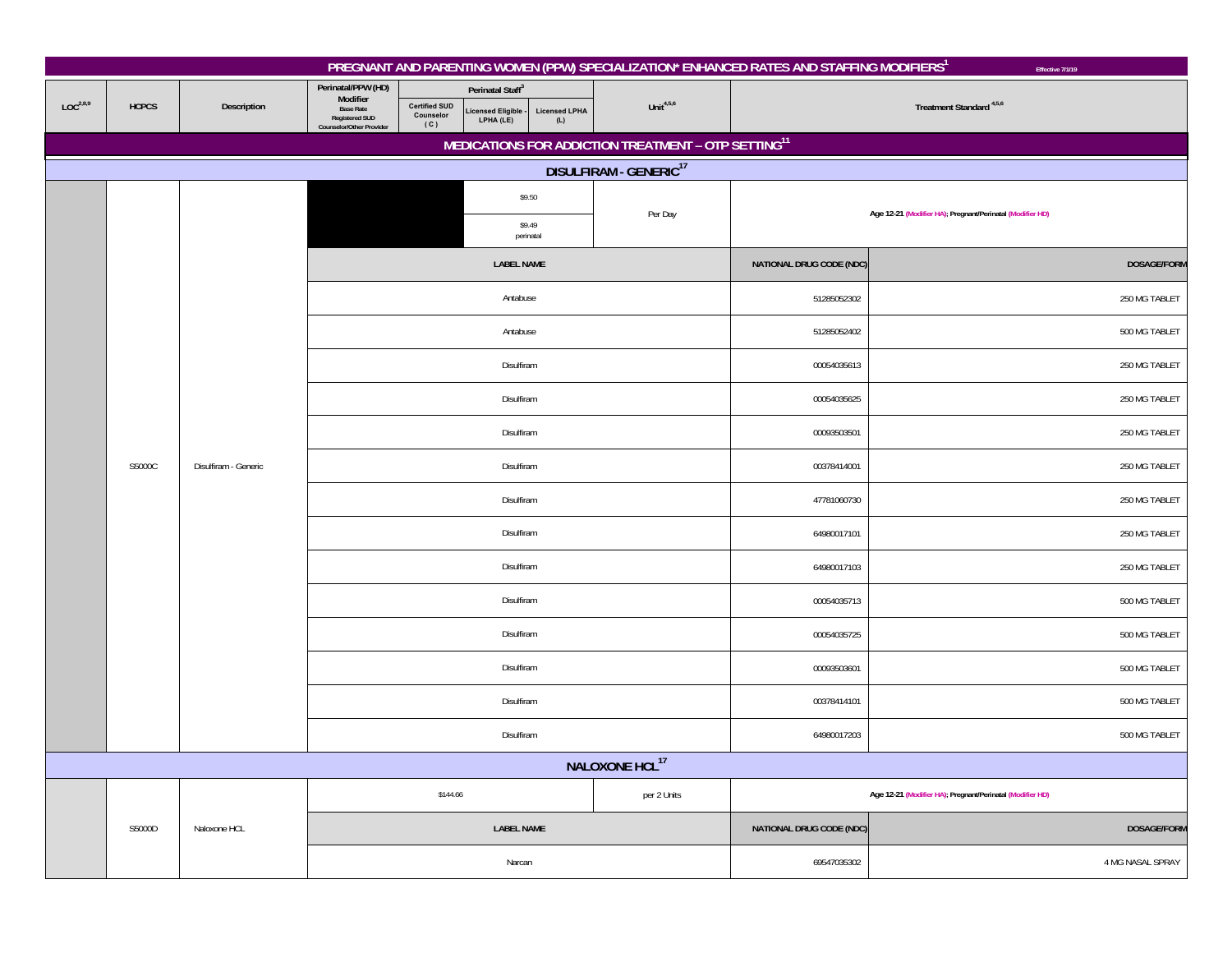# PREGNANT AND PARENTING WOMEN (PPW) SPECIALIZATION* ENHANCED RATES AND STAFFING MODIFIERS[1]

Effective 7/1/19

| LOC[2,8,9] | HCPCS | Description | Perinatal/PPW (HD) Modifier Base Rate Registered SUD Counselor/Other Provider | Perinatal Staff[3] Certified SUD Counselor (C) | Licensed Eligible - LPHA (LE) | Licensed LPHA (L) | Unit[4,5,6] | Treatment Standard[4,5,6] | |
|---|---|---|---|---|---|---|---|---|---|
| **MEDICATIONS FOR ADDICTION TREATMENT – OTP SETTING[11]** | | | | | | | | | |
| **DISULFIRAM - GENERIC[17]** | | | | | | | | | |
| | S5000C | Disulfiram - Generic | | | $9.50 / $9.49 perinatal | | Per Day | Age 12-21 (Modifier HA); Pregnant/Perinatal (Modifier HD) | |
| | | | **LABEL NAME** | | | | | **NATIONAL DRUG CODE (NDC)** | **DOSAGE/FORM** |
| | | | Antabuse | | | | | 51285052302 | 250 MG TABLET |
| | | | Antabuse | | | | | 51285052402 | 500 MG TABLET |
| | | | Disulfiram | | | | | 00054035613 | 250 MG TABLET |
| | | | Disulfiram | | | | | 00054035625 | 250 MG TABLET |
| | | | Disulfiram | | | | | 00093503501 | 250 MG TABLET |
| | | | Disulfiram | | | | | 00378414001 | 250 MG TABLET |
| | | | Disulfiram | | | | | 47781060730 | 250 MG TABLET |
| | | | Disulfiram | | | | | 64980017101 | 250 MG TABLET |
| | | | Disulfiram | | | | | 64980017103 | 250 MG TABLET |
| | | | Disulfiram | | | | | 00054035713 | 500 MG TABLET |
| | | | Disulfiram | | | | | 00054035725 | 500 MG TABLET |
| | | | Disulfiram | | | | | 00093503601 | 500 MG TABLET |
| | | | Disulfiram | | | | | 00378414101 | 500 MG TABLET |
| | | | Disulfiram | | | | | 64980017203 | 500 MG TABLET |
| **NALOXONE HCL[17]** | | | | | | | | | |
| | S5000D | Naloxone HCL | $144.66 | | | | per 2 Units | Age 12-21 (Modifier HA); Pregnant/Perinatal (Modifier HD) | |
| | | | **LABEL NAME** | | | | | **NATIONAL DRUG CODE (NDC)** | **DOSAGE/FORM** |
| | | | Narcan | | | | | 69547035302 | 4 MG NASAL SPRAY |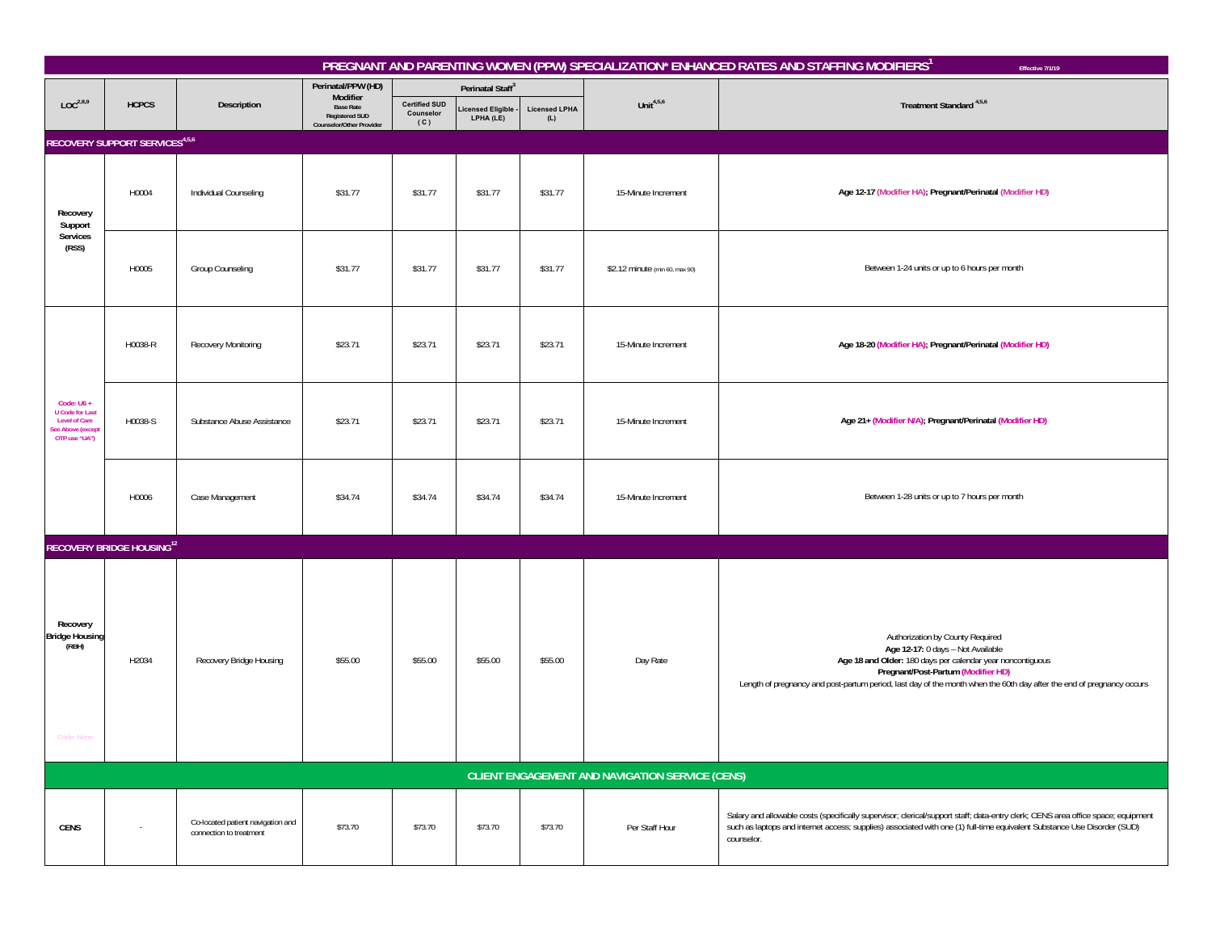# PREGNANT AND PARENTING WOMEN (PPW) SPECIALIZATION* ENHANCED RATES AND STAFFING MODIFIERS[1]

Effective 7/1/19

| LOC[2,8,9] | HCPCS | Description | Perinatal/PPW (HD) Modifier Base Rate Registered SUD Counselor/Other Provider | Perinatal Staff[3] | | | Unit[4,5,6] | Treatment Standard[4,5,6] |
|---|---|---|---|---|---|---|---|---|
| | | | | Certified SUD Counselor (C) | Licensed Eligible - LPHA (LE) | Licensed LPHA (L) | | |
| **RECOVERY SUPPORT SERVICES[4,5,6]** | | | | | | | | |
| **Recovery Support Services (RSS)** | H0004 | Individual Counseling | $31.77 | $31.77 | $31.77 | $31.77 | 15-Minute Increment | **Age 12-17 (Modifier HA); Pregnant/Perinatal (Modifier HD)** |
| | H0005 | Group Counseling | $31.77 | $31.77 | $31.77 | $31.77 | $2.12 minute (min 60, max 90) | Between 1-24 units or up to 6 hours per month |
| **Code: U6 + U Code for Last Level of Care See Above (except OTP use "UA")** | H0038-R | Recovery Monitoring | $23.71 | $23.71 | $23.71 | $23.71 | 15-Minute Increment | **Age 18-20 (Modifier HA); Pregnant/Perinatal (Modifier HD)** |
| | H0038-S | Substance Abuse Assistance | $23.71 | $23.71 | $23.71 | $23.71 | 15-Minute Increment | **Age 21+ (Modifier N/A); Pregnant/Perinatal (Modifier HD)** |
| | H0006 | Case Management | $34.74 | $34.74 | $34.74 | $34.74 | 15-Minute Increment | Between 1-28 units or up to 7 hours per month |
| **RECOVERY BRIDGE HOUSING[12]** | | | | | | | | |
| **Recovery Bridge Housing (RBH)** Code: None | H2034 | Recovery Bridge Housing | $55.00 | $55.00 | $55.00 | $55.00 | Day Rate | Authorization by County Required<br>**Age 12-17:** 0 days – Not Available<br>**Age 18 and Older:** 180 days per calendar year noncontiguous<br>**Pregnant/Post-Partum (Modifier HD)**<br>Length of pregnancy and post-partum period, last day of the month when the 60th day after the end of pregnancy occurs |
| **CLIENT ENGAGEMENT AND NAVIGATION SERVICE (CENS)** | | | | | | | | |
| **CENS** | - | Co-located patient navigation and connection to treatment | $73.70 | $73.70 | $73.70 | $73.70 | Per Staff Hour | Salary and allowable costs (specifically supervisor; clerical/support staff; data-entry clerk; CENS area office space; equipment such as laptops and internet access; supplies) associated with one (1) full-time equivalent Substance Use Disorder (SUD) counselor. |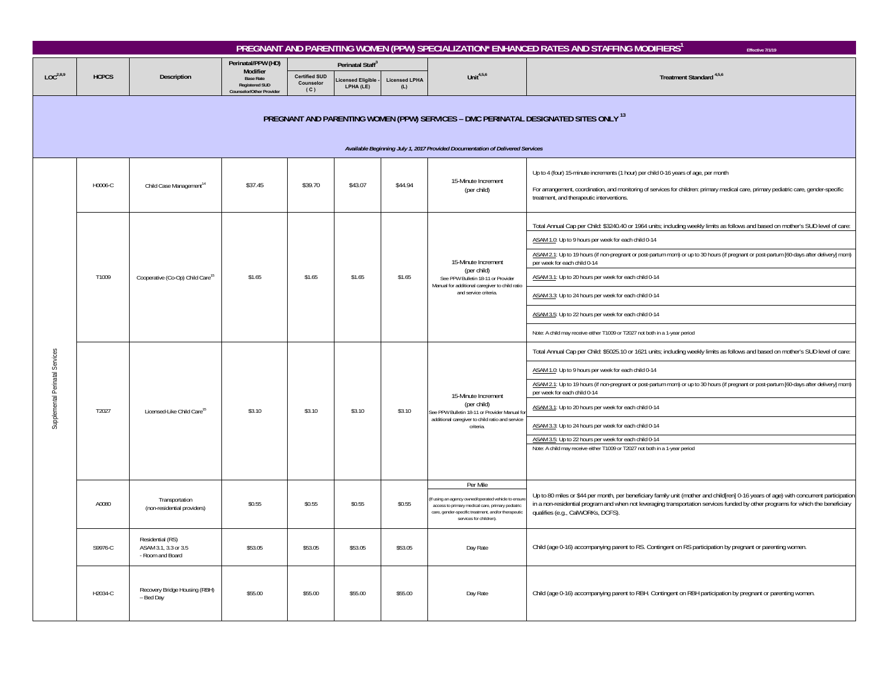# PREGNANT AND PARENTING WOMEN (PPW) SPECIALIZATION* ENHANCED RATES AND STAFFING MODIFIERS[1]

Effective 7/1/19

| LOC[2,8,9] | HCPCS | Description | Perinatal/PPW (HD) Modifier Base Rate Registered SUD Counselor/Other Provider | Perinatal Staff[3] | | | Unit[4,5,6] | Treatment Standard [4,5,6] |
|---|---|---|---|---|---|---|---|---|
| | | | | Certified SUD Counselor (C) | Licensed Eligible - LPHA (LE) | Licensed LPHA (L) | | |
| **PREGNANT AND PARENTING WOMEN (PPW) SERVICES – DMC PERINATAL DESIGNATED SITES ONLY [13]** *Available Beginning July 1, 2017 Provided Documentation of Delivered Services* | | | | | | | | |
| Supplemental Perinatal Services | H0006-C | Child Case Management[14] | $37.45 | $39.70 | $43.07 | $44.94 | 15-Minute Increment (per child) | Up to 4 (four) 15-minute increments (1 hour) per child 0-16 years of age, per month<br><br>For arrangement, coordination, and monitoring of services for children: primary medical care, primary pediatric care, gender-specific treatment, and therapeutic interventions. |
| Supplemental Perinatal Services | T1009 | Cooperative (Co-Op) Child Care[15] | $1.65 | $1.65 | $1.65 | $1.65 | 15-Minute Increment (per child) See PPW Bulletin 18-11 or Provider Manual for additional caregiver to child ratio and service criteria. | Total Annual Cap per Child: $3240.40 or 1964 units; including weekly limits as follows and based on mother's SUD level of care:<br>ASAM 1.0: Up to 9 hours per week for each child 0-14<br>ASAM 2.1: Up to 19 hours (if non-pregnant or post-partum mom) or up to 30 hours (if pregnant or post-partum [60-days after delivery] mom) per week for each child 0-14<br>ASAM 3.1: Up to 20 hours per week for each child 0-14<br>ASAM 3.3: Up to 24 hours per week for each child 0-14<br>ASAM 3.5: Up to 22 hours per week for each child 0-14<br>Note: A child may receive either T1009 or T2027 not both in a 1-year period |
| Supplemental Perinatal Services | T2027 | Licensed-Like Child Care[15] | $3.10 | $3.10 | $3.10 | $3.10 | 15-Minute Increment (per child) See PPW Bulletin 18-11 or Provider Manual for additional caregiver to child ratio and service criteria. | Total Annual Cap per Child: $5025.10 or 1621 units; including weekly limits as follows and based on mother's SUD level of care:<br>ASAM 1.0: Up to 9 hours per week for each child 0-14<br>ASAM 2.1: Up to 19 hours (if non-pregnant or post-partum mom) or up to 30 hours (if pregnant or post-partum [60-days after delivery] mom) per week for each child 0-14<br>ASAM 3.1: Up to 20 hours per week for each child 0-14<br>ASAM 3.3: Up to 24 hours per week for each child 0-14<br>ASAM 3.5: Up to 22 hours per week for each child 0-14<br>Note: A child may receive either T1009 or T2027 not both in a 1-year period |
| Supplemental Perinatal Services | A0080 | Transportation (non-residential providers) | $0.55 | $0.55 | $0.55 | $0.55 | Per Mile<br>(If using an agency owned/operated vehicle to ensure access to primary medical care, primary pediatric care, gender-specific treatment, and/or therapeutic services for children). | Up to 80 miles or $44 per month, per beneficiary family unit (mother and child[ren] 0-16 years of age) with concurrent participation in a non-residential program and when not leveraging transportation services funded by other programs for which the beneficiary qualifies (e.g., CalWORKs, DCFS). |
| Supplemental Perinatal Services | S9976-C | Residential (RS) ASAM 3.1, 3.3 or 3.5 - Room and Board | $53.05 | $53.05 | $53.05 | $53.05 | Day Rate | Child (age 0-16) accompanying parent to RS. Contingent on RS participation by pregnant or parenting women. |
| Supplemental Perinatal Services | H2034-C | Recovery Bridge Housing (RBH) – Bed Day | $55.00 | $55.00 | $55.00 | $55.00 | Day Rate | Child (age 0-16) accompanying parent to RBH. Contingent on RBH participation by pregnant or parenting women. |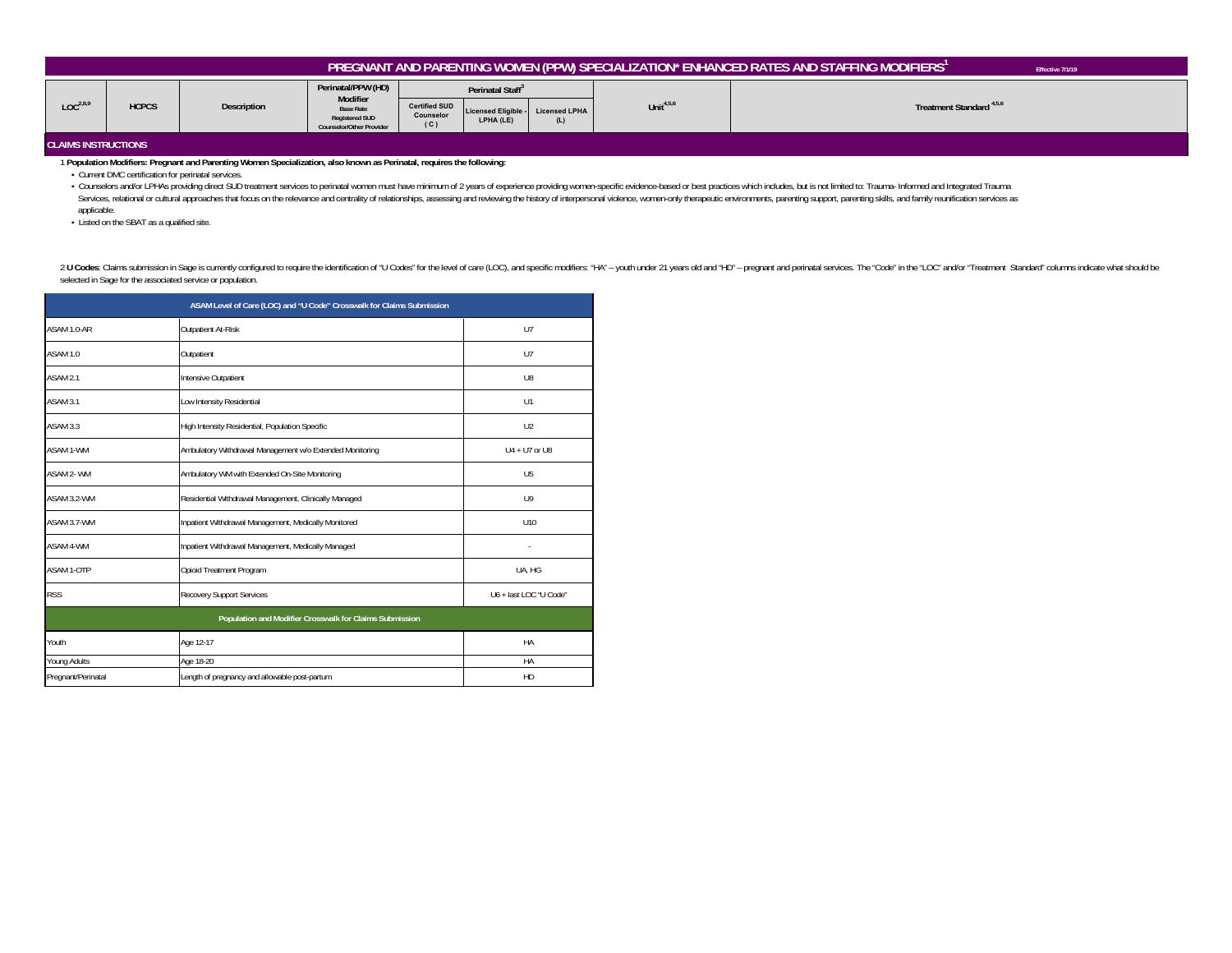# PREGNANT AND PARENTING WOMEN (PPW) SPECIALIZATION* ENHANCED RATES AND STAFFING MODIFIERS[1]

Effective 7/1/19

| LOC[2,8,9] | HCPCS | Description | Perinatal/PPW (HD) Modifier Base Rate Registered SUD Counselor/Other Provider | Perinatal Staff[3] | | | Unit[4,5,6] | Treatment Standard [4,5,6] |
|---|---|---|---|---|---|---|---|---|
| | | | | Certified SUD Counselor (C) | Licensed Eligible - LPHA (LE) | Licensed LPHA (L) | | |

## CLAIMS INSTRUCTIONS

1 **Population Modifiers: Pregnant and Parenting Women Specialization, also known as Perinatal, requires the following:**

- Current DMC certification for perinatal services.
- Counselors and/or LPHAs providing direct SUD treatment services to perinatal women must have minimum of 2 years of experience providing women-specific evidence-based or best practices which includes, but is not limited to: Trauma- Informed and Integrated Trauma Services, relational or cultural approaches that focus on the relevance and centrality of relationships, assessing and reviewing the history of interpersonal violence, women-only therapeutic environments, parenting support, parenting skills, and family reunification services as applicable.
- Listed on the SBAT as a qualified site.

2 **U Codes**: Claims submission in Sage is currently configured to require the identification of "U Codes" for the level of care (LOC), and specific modifiers: "HA" – youth under 21 years old and "HD" – pregnant and perinatal services. The "Code" in the "LOC" and/or "Treatment Standard" columns indicate what should be selected in Sage for the associated service or population.

| ASAM Level of Care (LOC) and "U Code" Crosswalk for Claims Submission | | |
|---|---|---|
| ASAM 1.0-AR | Outpatient At-Risk | U7 |
| ASAM 1.0 | Outpatient | U7 |
| ASAM 2.1 | Intensive Outpatient | U8 |
| ASAM 3.1 | Low Intensity Residential | U1 |
| ASAM 3.3 | High Intensity Residential, Population Specific | U2 |
| ASAM 1-WM | Ambulatory Withdrawal Management w/o Extended Monitoring | U4 + U7 or U8 |
| ASAM 2- WM | Ambulatory WM with Extended On-Site Monitoring | U5 |
| ASAM 3.2-WM | Residential Withdrawal Management, Clinically Managed | U9 |
| ASAM 3.7-WM | Inpatient Withdrawal Management, Medically Monitored | U10 |
| ASAM 4-WM | Inpatient Withdrawal Management, Medically Managed | - |
| ASAM 1-OTP | Opioid Treatment Program | UA, HG |
| RSS | Recovery Support Services | U6 + last LOC "U Code" |
| **Population and Modifier Crosswalk for Claims Submission** | | |
| Youth | Age 12-17 | HA |
| Young Adults | Age 18-20 | HA |
| Pregnant/Perinatal | Length of pregnancy and allowable post-partum | HD |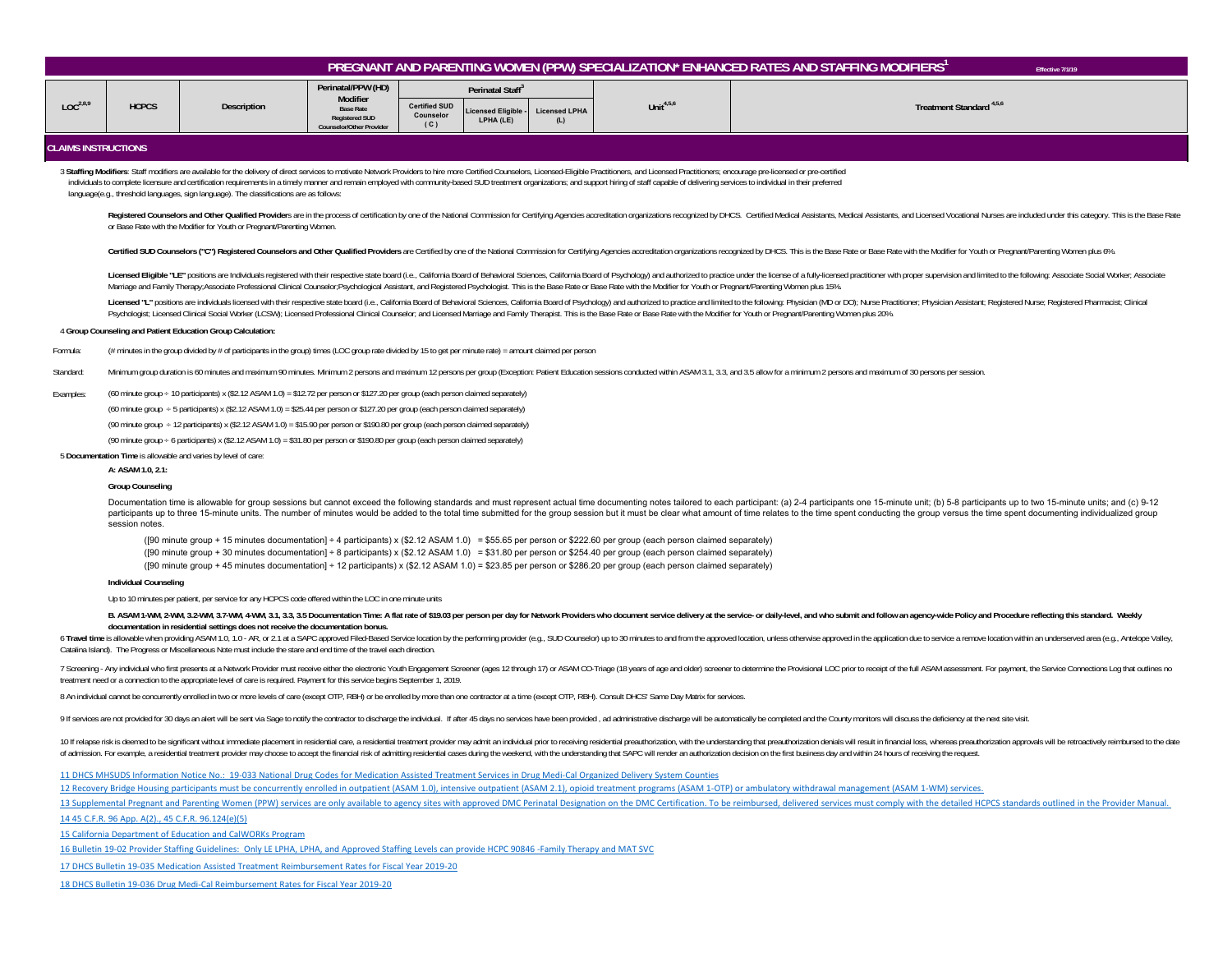# PREGNANT AND PARENTING WOMEN (PPW) SPECIALIZATION* ENHANCED RATES AND STAFFING MODIFIERS[1]

Effective 7/1/19

| LOC[2,8,9] | HCPCS | Description | Perinatal/PPW (HD) Modifier Base Rate Registered SUD Counselor/Other Provider | Perinatal Staff[3] | | | Unit[4,5,6] | Treatment Standard[4,5,6] |
|---|---|---|---|---|---|---|---|---|
| | | | | Certified SUD Counselor (C) | Licensed Eligible - LPHA (LE) | Licensed LPHA (L) | | |

## CLAIMS INSTRUCTIONS

3 **Staffing Modifiers**: Staff modifiers are available for the delivery of direct services to motivate Network Providers to hire more Certified Counselors, Licensed-Eligible Practitioners, and Licensed Practitioners; encourage pre-licensed or pre-certified individuals to complete licensure and certification requirements in a timely manner and remain employed with community-based SUD treatment organizations; and support hiring of staff capable of delivering services to individual in their preferred language(e.g., threshold languages, sign language). The classifications are as follows:

**Registered Counselors and Other Qualified Providers** are in the process of certification by one of the National Commission for Certifying Agencies accreditation organizations recognized by DHCS. Certified Medical Assistants, Medical Assistants, and Licensed Vocational Nurses are included under this category. This is the Base Rate or Base Rate with the Modifier for Youth or Pregnant/Parenting Women.

**Certified SUD Counselors ("C") Registered Counselors and Other Qualified Providers** are Certified by one of the National Commission for Certifying Agencies accreditation organizations recognized by DHCS. This is the Base Rate or Base Rate with the Modifier for Youth or Pregnant/Parenting Women plus 6%.

**Licensed Eligible "LE"** positions are Individuals registered with their respective state board (i.e., California Board of Behavioral Sciences, California Board of Psychology) and authorized to practice under the license of a fully-licensed practitioner with proper supervision and limited to the following: Associate Social Worker; Associate Marriage and Family Therapy;Associate Professional Clinical Counselor;Psychological Assistant, and Registered Psychologist. This is the Base Rate or Base Rate with the Modifier for Youth or Pregnant/Parenting Women plus 15%.

**Licensed "L"** positions are individuals licensed with their respective state board (i.e., California Board of Behavioral Sciences, California Board of Psychology) and authorized to practice and limited to the following: Physician (MD or DO); Nurse Practitioner; Physician Assistant; Registered Nurse; Registered Pharmacist; Clinical Psychologist; Licensed Clinical Social Worker (LCSW); Licensed Professional Clinical Counselor; and Licensed Marriage and Family Therapist. This is the Base Rate or Base Rate with the Modifier for Youth or Pregnant/Parenting Women plus 20%.

4 **Group Counseling and Patient Education Group Calculation:**

Formula: (# minutes in the group divided by # of participants in the group) times (LOC group rate divided by 15 to get per minute rate) = amount claimed per person

Standard: Minimum group duration is 60 minutes and maximum 90 minutes. Minimum 2 persons and maximum 12 persons per group (Exception: Patient Education sessions conducted within ASAM 3.1, 3.3, and 3.5 allow for a minimum 2 persons and maximum of 30 persons per session.

Examples:
(60 minute group ÷ 10 participants) x ($2.12 ASAM 1.0) = $12.72 per person or $127.20 per group (each person claimed separately)
(60 minute group ÷ 5 participants) x ($2.12 ASAM 1.0) = $25.44 per person or $127.20 per group (each person claimed separately)
(90 minute group ÷ 12 participants) x ($2.12 ASAM 1.0) = $15.90 per person or $190.80 per group (each person claimed separately)
(90 minute group ÷ 6 participants) x ($2.12 ASAM 1.0) = $31.80 per person or $190.80 per group (each person claimed separately)

5 **Documentation Time** is allowable and varies by level of care:

**A: ASAM 1.0, 2.1:**

**Group Counseling**

Documentation time is allowable for group sessions but cannot exceed the following standards and must represent actual time documenting notes tailored to each participant: (a) 2-4 participants one 15-minute unit; (b) 5-8 participants up to two 15-minute units; and (c) 9-12 participants up to three 15-minute units. The number of minutes would be added to the total time submitted for the group session but it must be clear what amount of time relates to the time spent conducting the group versus the time spent documenting individualized group session notes.

([90 minute group + 15 minutes documentation] ÷ 4 participants) x ($2.12 ASAM 1.0) = $55.65 per person or $222.60 per group (each person claimed separately)
([90 minute group + 30 minutes documentation] ÷ 8 participants) x ($2.12 ASAM 1.0) = $31.80 per person or $254.40 per group (each person claimed separately)
([90 minute group + 45 minutes documentation] ÷ 12 participants) x ($2.12 ASAM 1.0) = $23.85 per person or $286.20 per group (each person claimed separately)

**Individual Counseling**

Up to 10 minutes per patient, per service for any HCPCS code offered within the LOC in one minute units

**B. ASAM 1-WM, 2-WM, 3.2-WM, 3.7-WM, 4-WM, 3.1, 3.3, 3.5 Documentation Time: A flat rate of $19.03 per person per day for Network Providers who document service delivery at the service- or daily-level, and who submit and follow an agency-wide Policy and Procedure reflecting this standard. Weekly documentation in residential settings does not receive the documentation bonus.**

6 **Travel time** is allowable when providing ASAM 1.0, 1.0 - AR, or 2.1 at a SAPC approved Filed-Based Service location by the performing provider (e.g., SUD Counselor) up to 30 minutes to and from the approved location, unless otherwise approved in the application due to service a remove location within an underserved area (e.g., Antelope Valley, Catalina Island). The Progress or Miscellaneous Note must include the stare and end time of the travel each direction.

7 Screening - Any individual who first presents at a Network Provider must receive either the electronic Youth Engagement Screener (ages 12 through 17) or ASAM CO-Triage (18 years of age and older) screener to determine the Provisional LOC prior to receipt of the full ASAM assessment. For payment, the Service Connections Log that outlines no treatment need or a connection to the appropriate level of care is required. Payment for this service begins September 1, 2019.

8 An individual cannot be concurrently enrolled in two or more levels of care (except OTP, RBH) or be enrolled by more than one contractor at a time (except OTP, RBH). Consult DHCS' Same Day Matrix for services.

9 If services are not provided for 30 days an alert will be sent via Sage to notify the contractor to discharge the individual. If after 45 days no services have been provided , ad administrative discharge will be automatically be completed and the County monitors will discuss the deficiency at the next site visit.

10 If relapse risk is deemed to be significant without immediate placement in residential care, a residential treatment provider may admit an individual prior to receiving residential preauthorization, with the understanding that preauthorization denials will result in financial loss, whereas preauthorization approvals will be retroactively reimbursed to the date of admission. For example, a residential treatment provider may choose to accept the financial risk of admitting residential cases during the weekend, with the understanding that SAPC will render an authorization decision on the first business day and within 24 hours of receiving the request.

11 DHCS MHSUDS Information Notice No.: 19-033 National Drug Codes for Medication Assisted Treatment Services in Drug Medi-Cal Organized Delivery System Counties

12 Recovery Bridge Housing participants must be concurrently enrolled in outpatient (ASAM 1.0), intensive outpatient (ASAM 2.1), opioid treatment programs (ASAM 1-OTP) or ambulatory withdrawal management (ASAM 1-WM) services.

13 Supplemental Pregnant and Parenting Women (PPW) services are only available to agency sites with approved DMC Perinatal Designation on the DMC Certification. To be reimbursed, delivered services must comply with the detailed HCPCS standards outlined in the Provider Manual.

14 45 C.F.R. 96 App. A(2)., 45 C.F.R. 96.124(e)(5)

15 California Department of Education and CalWORKs Program

16 Bulletin 19-02 Provider Staffing Guidelines: Only LE LPHA, LPHA, and Approved Staffing Levels can provide HCPC 90846 -Family Therapy and MAT SVC

17 DHCS Bulletin 19-035 Medication Assisted Treatment Reimbursement Rates for Fiscal Year 2019-20

18 DHCS Bulletin 19-036 Drug Medi-Cal Reimbursement Rates for Fiscal Year 2019-20